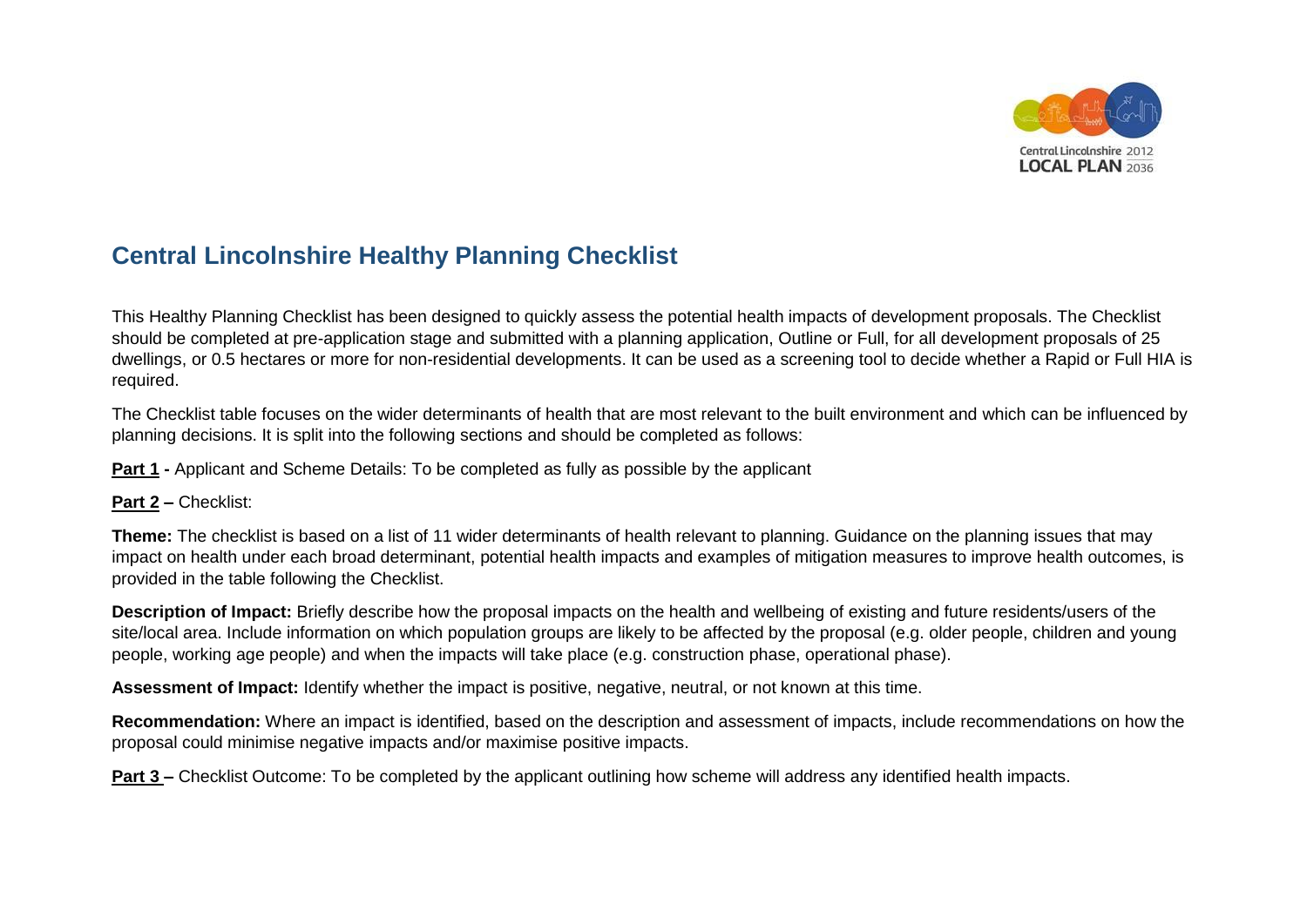# Central Lincolnshire Healthy Planning Checklist

This Healthy Planning Checklist has been designed to quickly assess the potential health impacts of development proposals. The Checklist should be completed at pre-application stage and submitted with a planning application, Outline or Full, for all development proposals of 25 dwellings, or 0.5 hectares or more for non-residential developments. It can be used as a screening tool to decide whether a Rapid or Full HIA is required.

The Checklist table focuses on the wider determinants of health that are most relevant to the built environment and which can be influenced by planning decisions. It is split into the following sections and should be completed as follows:

**Part 1 -** Applicant and Scheme Details: To be completed as fully as possible by the applicant

**Part 2 –** Checklist:

**Theme:** The checklist is based on a list of 11 wider determinants of health relevant to planning. Guidance on the planning issues that may impact on health under each broad determinant, potential health impacts and examples of mitigation measures to improve health outcomes, is provided in the table following the Checklist.

**Description of Impact:** Briefly describe how the proposal impacts on the health and wellbeing of existing and future residents/users of the site/local area. Include information on which population groups are likely to be affected by the proposal (e.g. older people, children and young people, working age people) and when the impacts will take place (e.g. construction phase, operational phase).

**Assessment of Impact:** Identify whether the impact is positive, negative, neutral, or not known at this time.

**Recommendation:** Where an impact is identified, based on the description and assessment of impacts, include recommendations on how the proposal could minimise negative impacts and/or maximise positive impacts.

**Part 3 –** Checklist Outcome: To be completed by the applicant outlining how scheme will address any identified health impacts.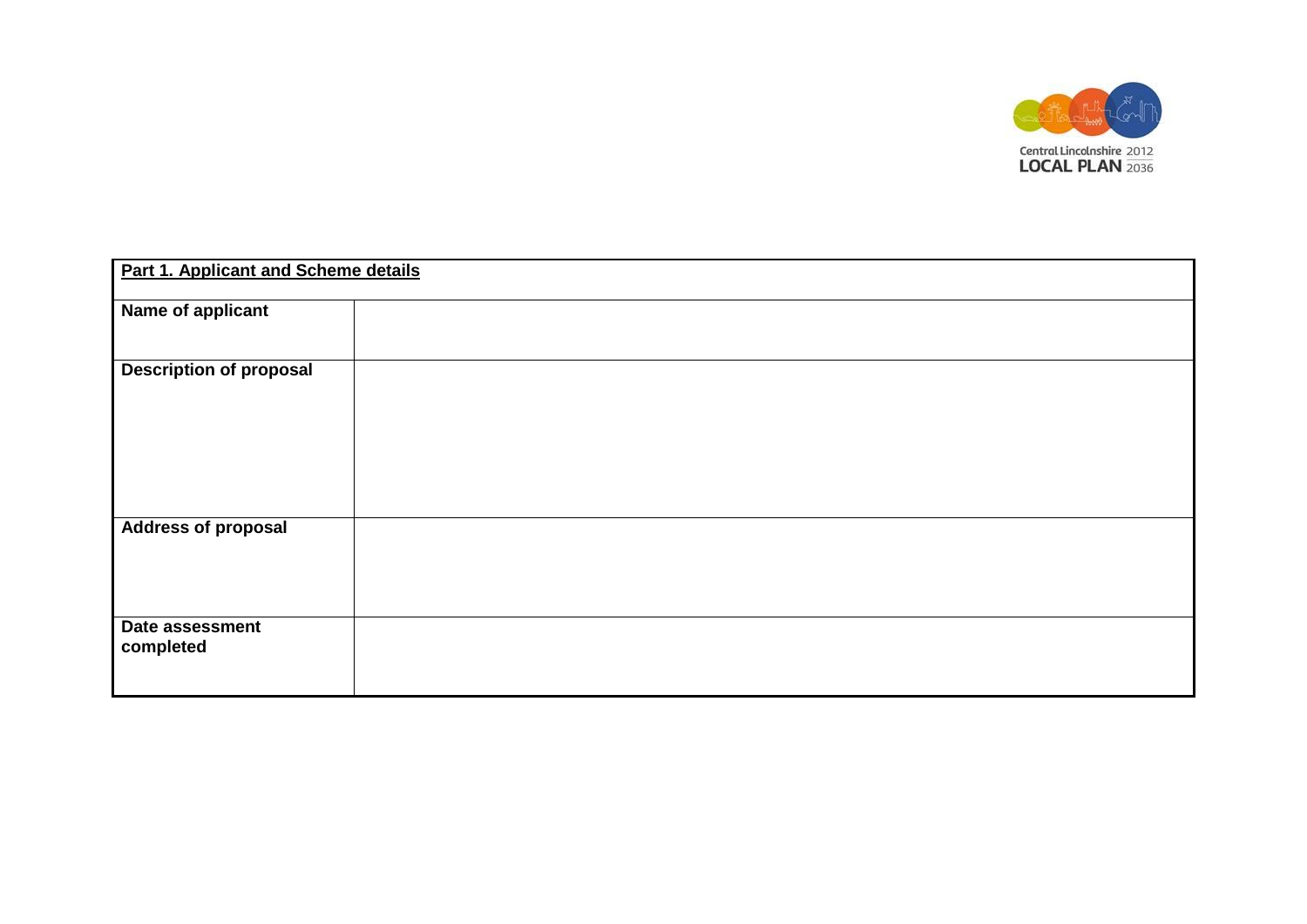| **Part 1. Applicant and Scheme details** | |
|---|---|
| **Name of applicant** | |
| **Description of proposal** | |
| **Address of proposal** | |
| **Date assessment completed** | |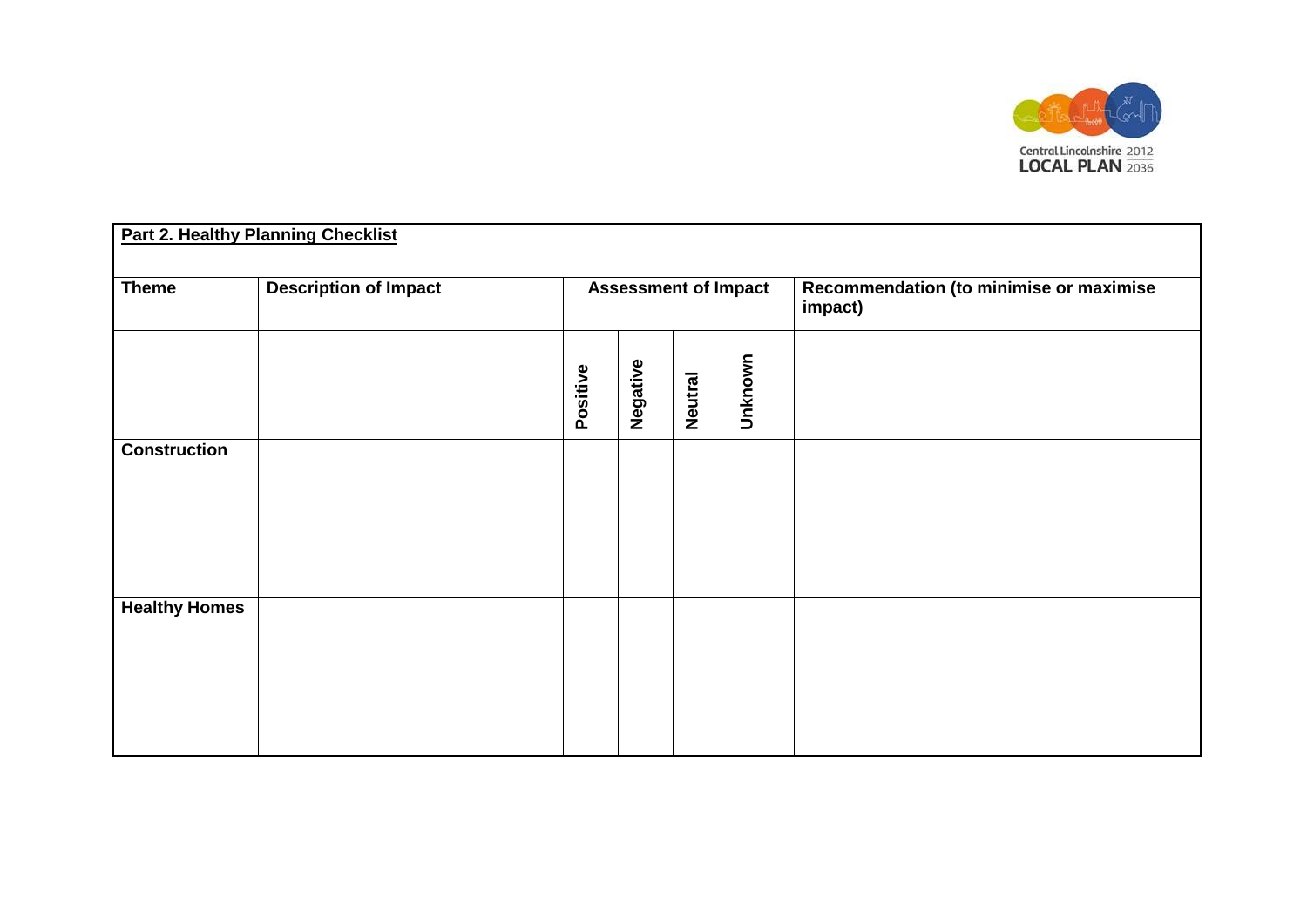**Part 2. Healthy Planning Checklist**

| Theme | Description of Impact | Assessment of Impact | | | | Recommendation (to minimise or maximise impact) |
|---|---|---|---|---|---|---|
| | | Positive | Negative | Neutral | Unknown | |
| **Construction** | | | | | | |
| **Healthy Homes** | | | | | | |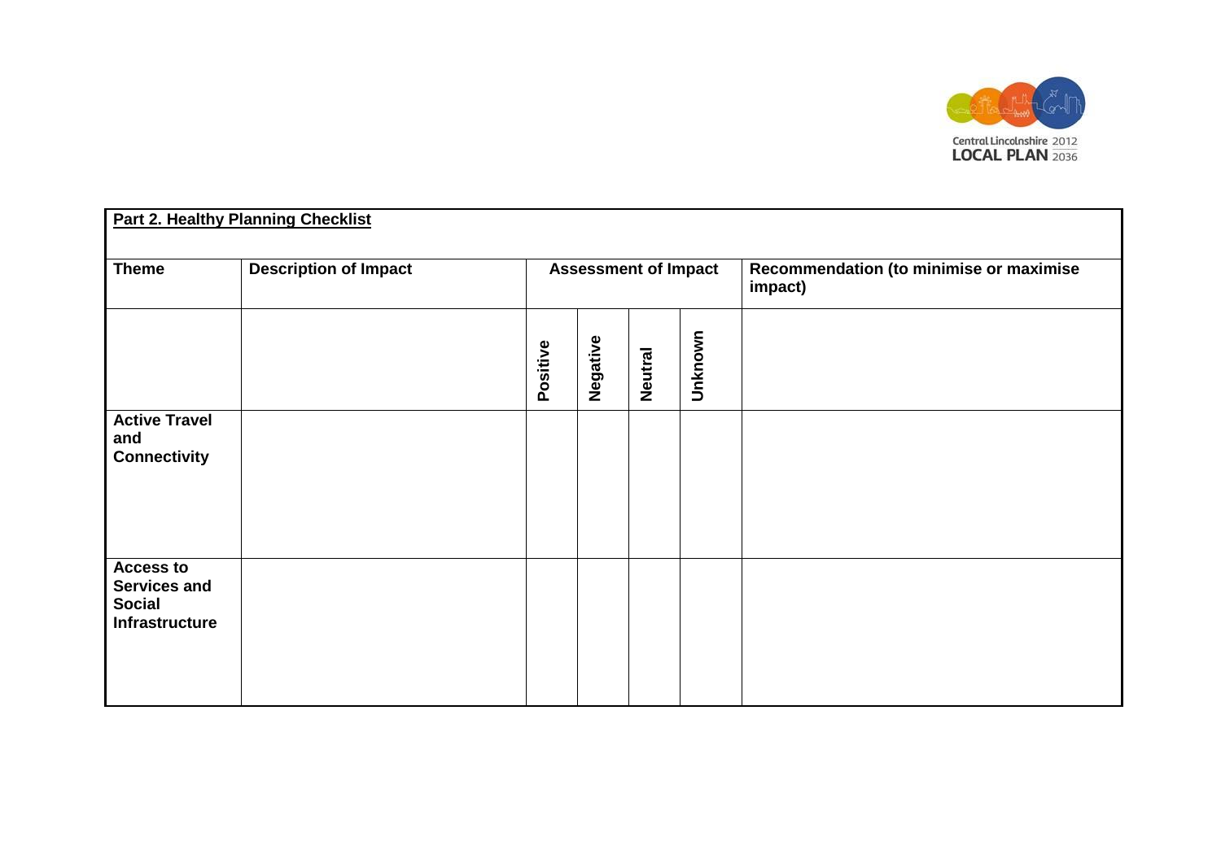| **Part 2. Healthy Planning Checklist** | | | | | | |
|---|---|---|---|---|---|---|
| **Theme** | **Description of Impact** | **Assessment of Impact** | | | | **Recommendation (to minimise or maximise impact)** |
| | | **Positive** | **Negative** | **Neutral** | **Unknown** | |
| **Active Travel and Connectivity** | | | | | | |
| **Access to Services and Social Infrastructure** | | | | | | |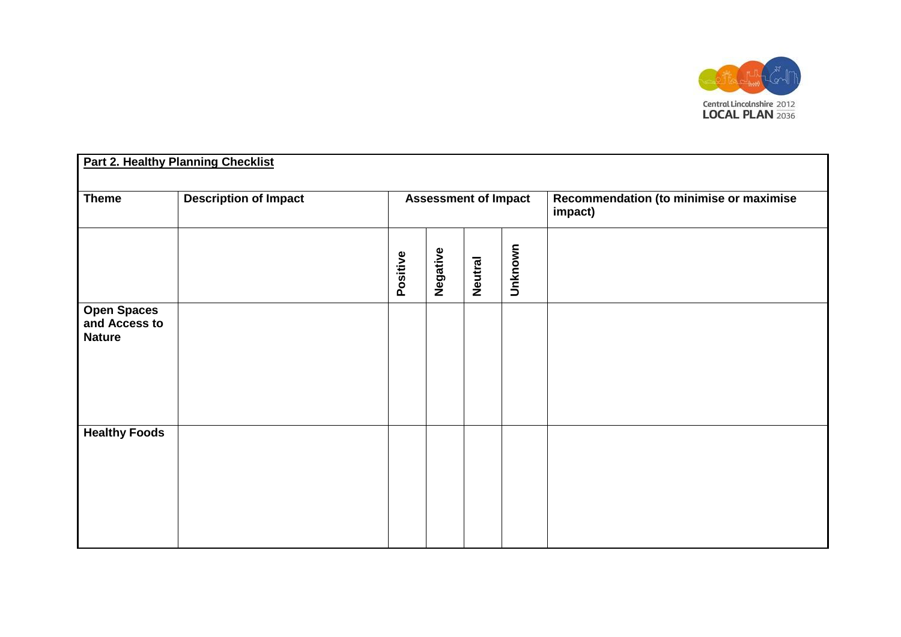**Part 2. Healthy Planning Checklist**

| Theme | Description of Impact | Assessment of Impact | | | | Recommendation (to minimise or maximise impact) |
|---|---|---|---|---|---|---|
| | | Positive | Negative | Neutral | Unknown | |
| **Open Spaces and Access to Nature** | | | | | | |
| **Healthy Foods** | | | | | | |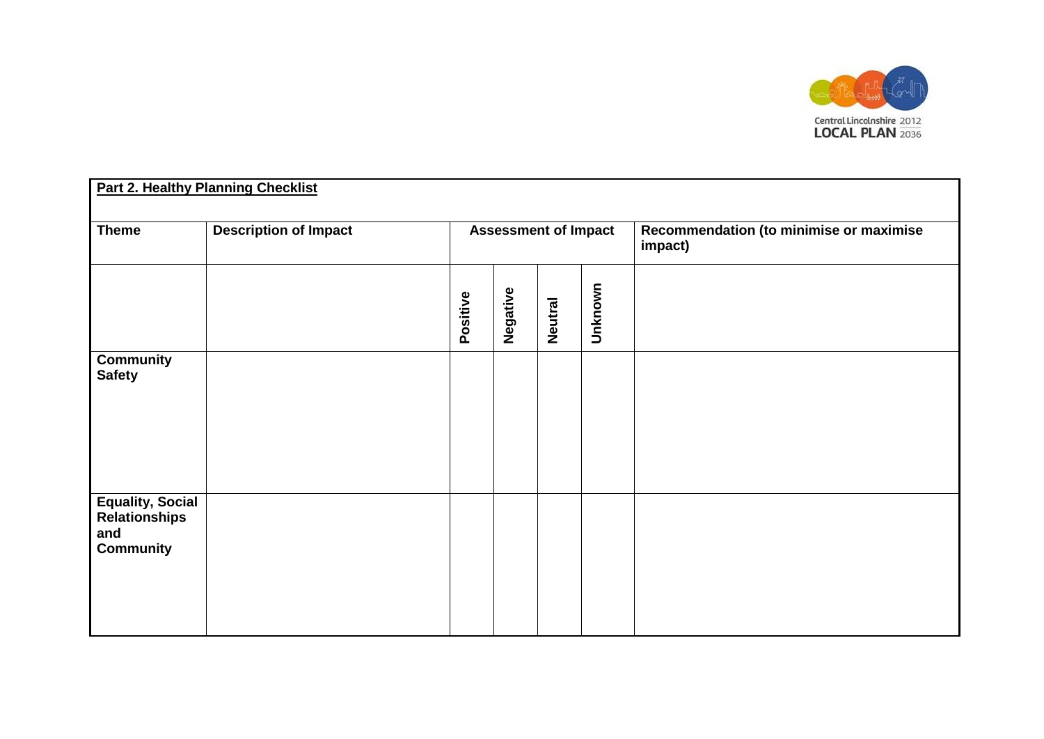| **Part 2. Healthy Planning Checklist** | | | | | | |
|---|---|---|---|---|---|---|
| **Theme** | **Description of Impact** | **Assessment of Impact** | | | | **Recommendation (to minimise or maximise impact)** |
| | | **Positive** | **Negative** | **Neutral** | **Unknown** | |
| **Community Safety** | | | | | | |
| **Equality, Social Relationships and Community** | | | | | | |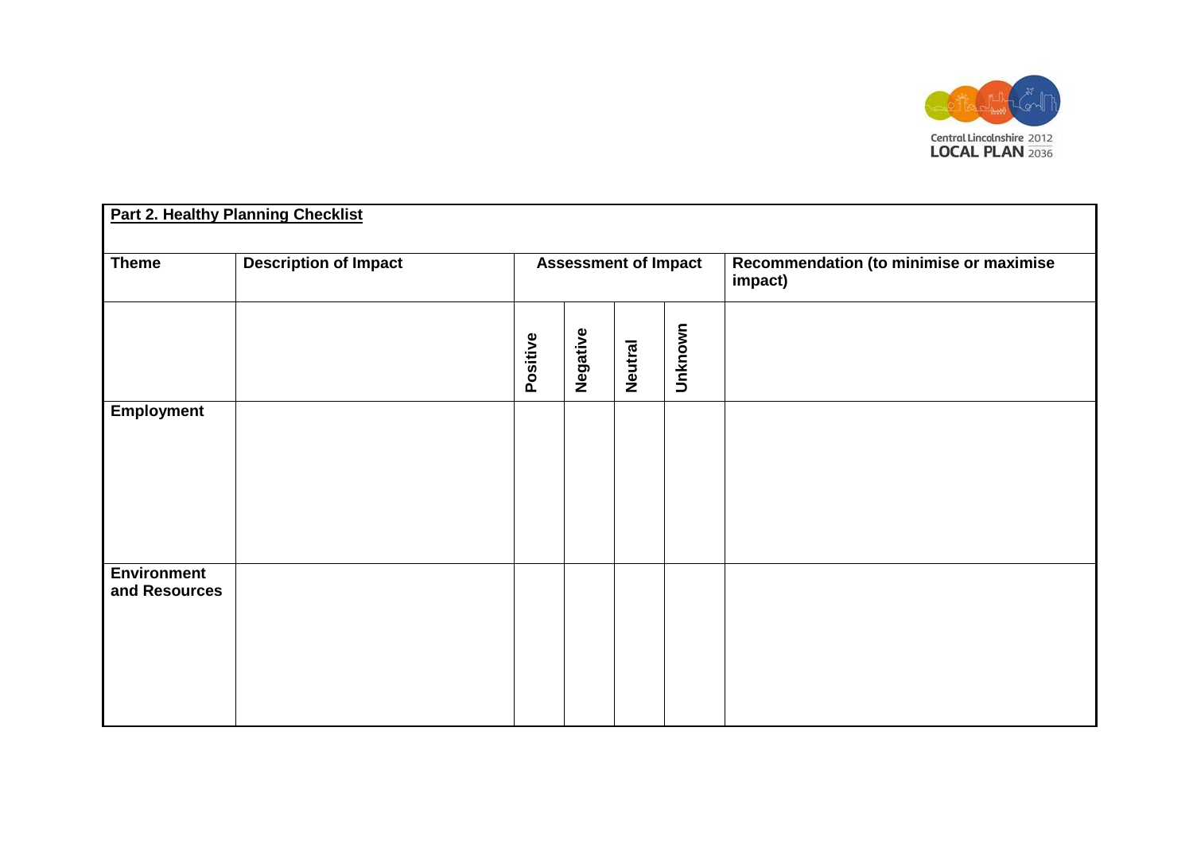| **Part 2. Healthy Planning Checklist** | | | | | | |
|---|---|---|---|---|---|---|
| **Theme** | **Description of Impact** | **Assessment of Impact** | | | | **Recommendation (to minimise or maximise impact)** |
| | | **Positive** | **Negative** | **Neutral** | **Unknown** | |
| **Employment** | | | | | | |
| **Environment and Resources** | | | | | | |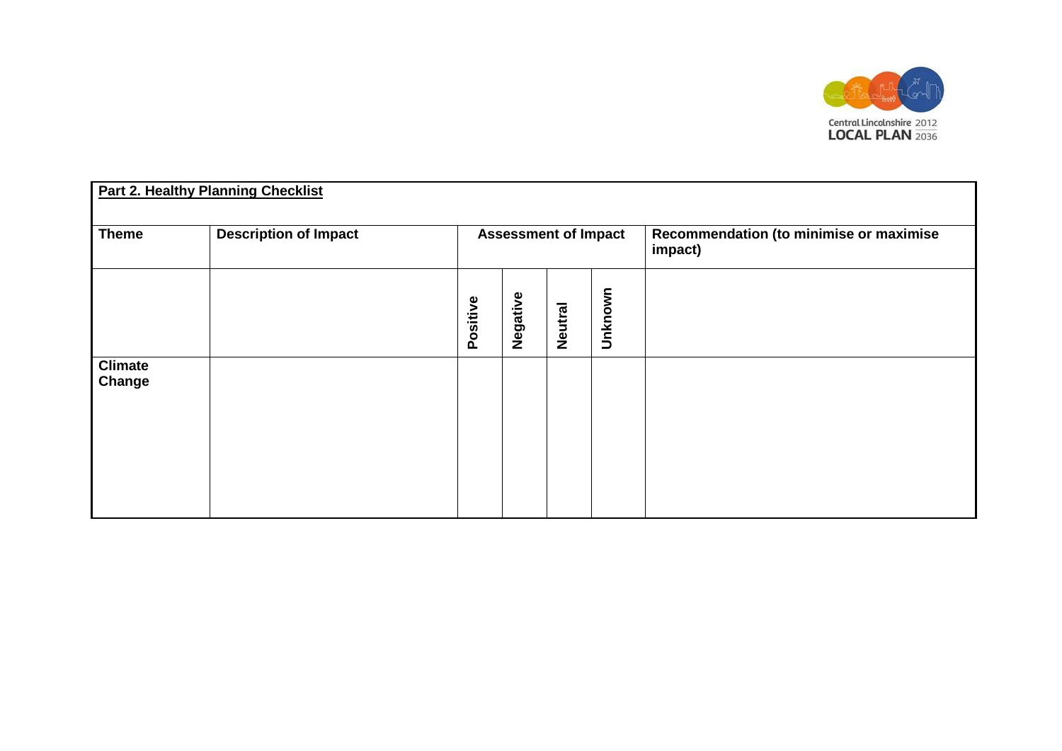**Part 2. Healthy Planning Checklist**

| Theme | Description of Impact | Assessment of Impact | | | | Recommendation (to minimise or maximise impact) |
|---|---|---|---|---|---|---|
| | | Positive | Negative | Neutral | Unknown | |
| **Climate Change** | | | | | | |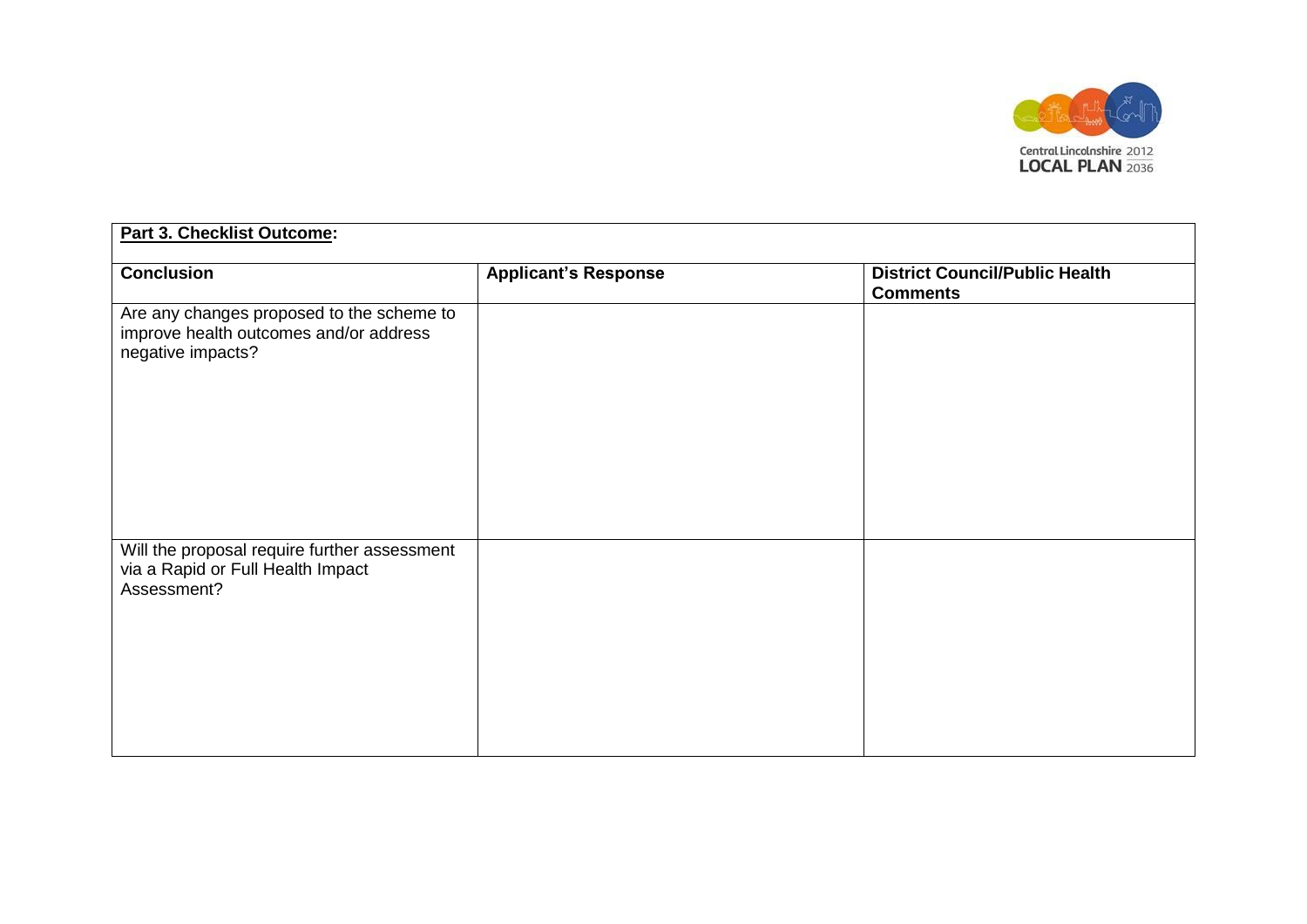| **Part 3. Checklist Outcome:** | | |
|---|---|---|
| **Conclusion** | **Applicant's Response** | **District Council/Public Health Comments** |
| Are any changes proposed to the scheme to improve health outcomes and/or address negative impacts? | | |
| Will the proposal require further assessment via a Rapid or Full Health Impact Assessment? | | |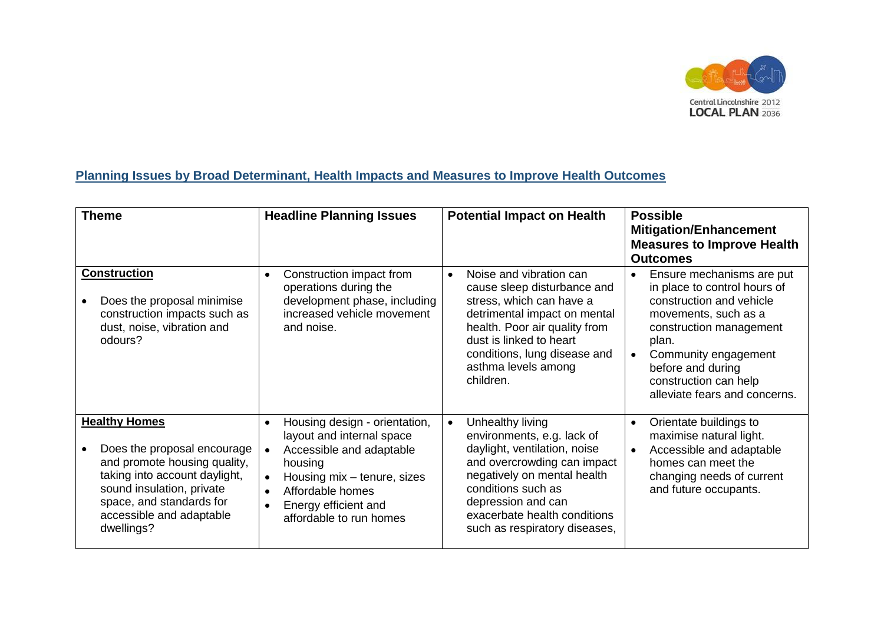## Planning Issues by Broad Determinant, Health Impacts and Measures to Improve Health Outcomes

| Theme | Headline Planning Issues | Potential Impact on Health | Possible Mitigation/Enhancement Measures to Improve Health Outcomes |
|---|---|---|---|
| **Construction**<br><br>• Does the proposal minimise construction impacts such as dust, noise, vibration and odours? | • Construction impact from operations during the development phase, including increased vehicle movement and noise. | • Noise and vibration can cause sleep disturbance and stress, which can have a detrimental impact on mental health. Poor air quality from dust is linked to heart conditions, lung disease and asthma levels among children. | • Ensure mechanisms are put in place to control hours of construction and vehicle movements, such as a construction management plan.<br>• Community engagement before and during construction can help alleviate fears and concerns. |
| **Healthy Homes**<br><br>• Does the proposal encourage and promote housing quality, taking into account daylight, sound insulation, private space, and standards for accessible and adaptable dwellings? | • Housing design - orientation, layout and internal space<br>• Accessible and adaptable housing<br>• Housing mix – tenure, sizes<br>• Affordable homes<br>• Energy efficient and affordable to run homes | • Unhealthy living environments, e.g. lack of daylight, ventilation, noise and overcrowding can impact negatively on mental health conditions such as depression and can exacerbate health conditions such as respiratory diseases, | • Orientate buildings to maximise natural light.<br>• Accessible and adaptable homes can meet the changing needs of current and future occupants. |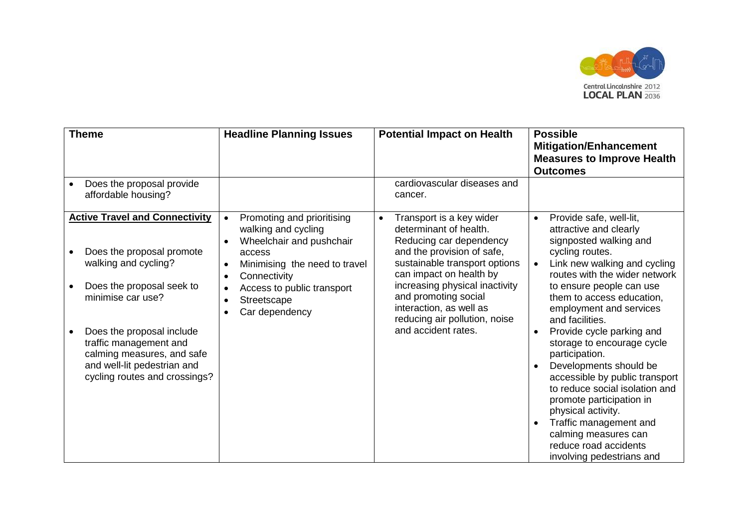| Theme | Headline Planning Issues | Potential Impact on Health | Possible Mitigation/Enhancement Measures to Improve Health Outcomes |
|---|---|---|---|
| • Does the proposal provide affordable housing? | | cardiovascular diseases and cancer. | |
| **Active Travel and Connectivity**<br><br>• Does the proposal promote walking and cycling?<br><br>• Does the proposal seek to minimise car use?<br><br>• Does the proposal include traffic management and calming measures, and safe and well-lit pedestrian and cycling routes and crossings? | • Promoting and prioritising walking and cycling<br>• Wheelchair and pushchair access<br>• Minimising the need to travel<br>• Connectivity<br>• Access to public transport<br>• Streetscape<br>• Car dependency | • Transport is a key wider determinant of health. Reducing car dependency and the provision of safe, sustainable transport options can impact on health by increasing physical inactivity and promoting social interaction, as well as reducing air pollution, noise and accident rates. | • Provide safe, well-lit, attractive and clearly signposted walking and cycling routes.<br>• Link new walking and cycling routes with the wider network to ensure people can use them to access education, employment and services and facilities.<br>• Provide cycle parking and storage to encourage cycle participation.<br>• Developments should be accessible by public transport to reduce social isolation and promote participation in physical activity.<br>• Traffic management and calming measures can reduce road accidents involving pedestrians and |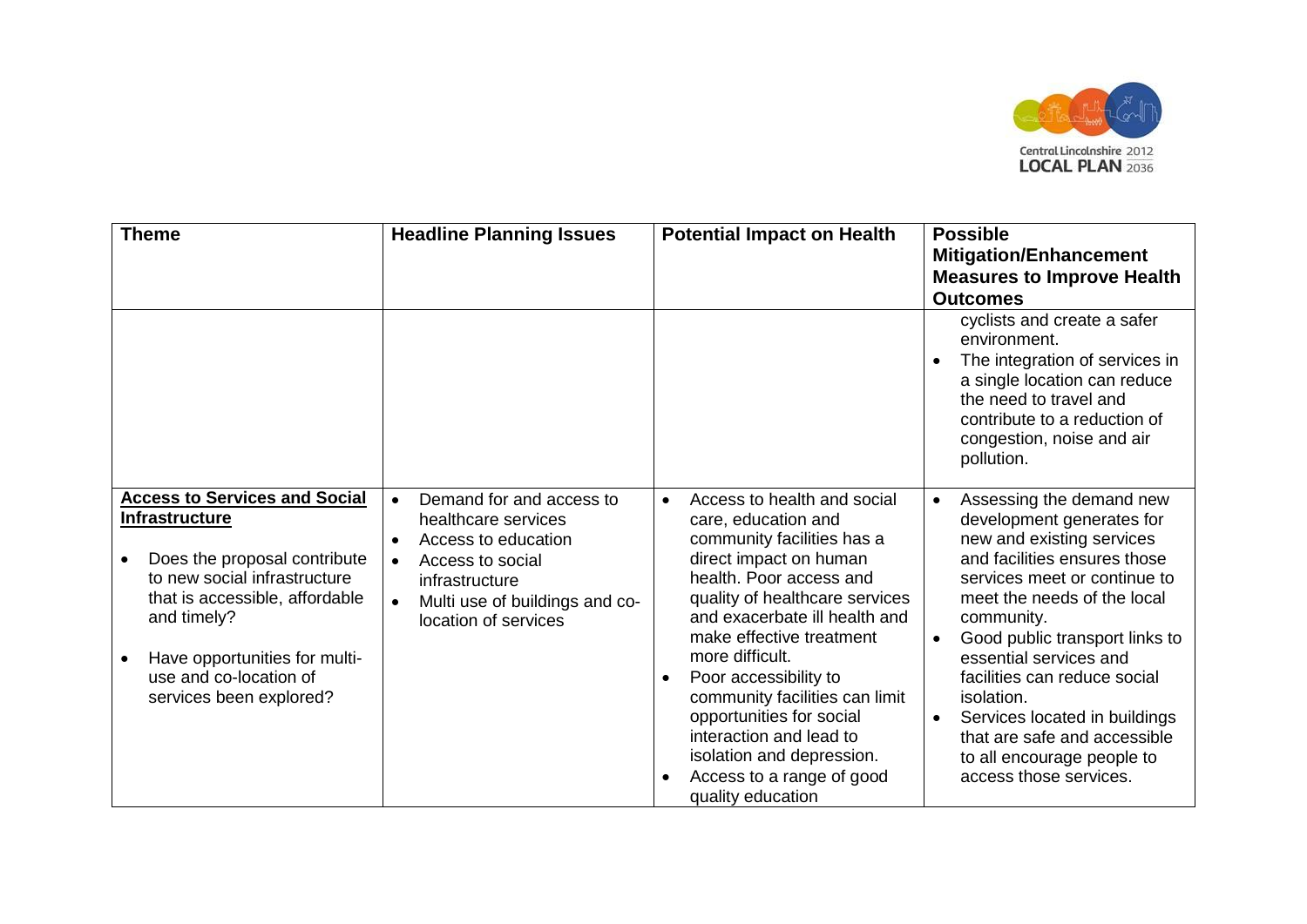| Theme | Headline Planning Issues | Potential Impact on Health | Possible Mitigation/Enhancement Measures to Improve Health Outcomes |
|---|---|---|---|
| | | | cyclists and create a safer environment.<br>• The integration of services in a single location can reduce the need to travel and contribute to a reduction of congestion, noise and air pollution. |
| **<u>Access to Services and Social Infrastructure</u>**<br>• Does the proposal contribute to new social infrastructure that is accessible, affordable and timely?<br>• Have opportunities for multi-use and co-location of services been explored? | • Demand for and access to healthcare services<br>• Access to education<br>• Access to social infrastructure<br>• Multi use of buildings and co-location of services | • Access to health and social care, education and community facilities has a direct impact on human health. Poor access and quality of healthcare services and exacerbate ill health and make effective treatment more difficult.<br>• Poor accessibility to community facilities can limit opportunities for social interaction and lead to isolation and depression.<br>• Access to a range of good quality education | • Assessing the demand new development generates for new and existing services and facilities ensures those services meet or continue to meet the needs of the local community.<br>• Good public transport links to essential services and facilities can reduce social isolation.<br>• Services located in buildings that are safe and accessible to all encourage people to access those services. |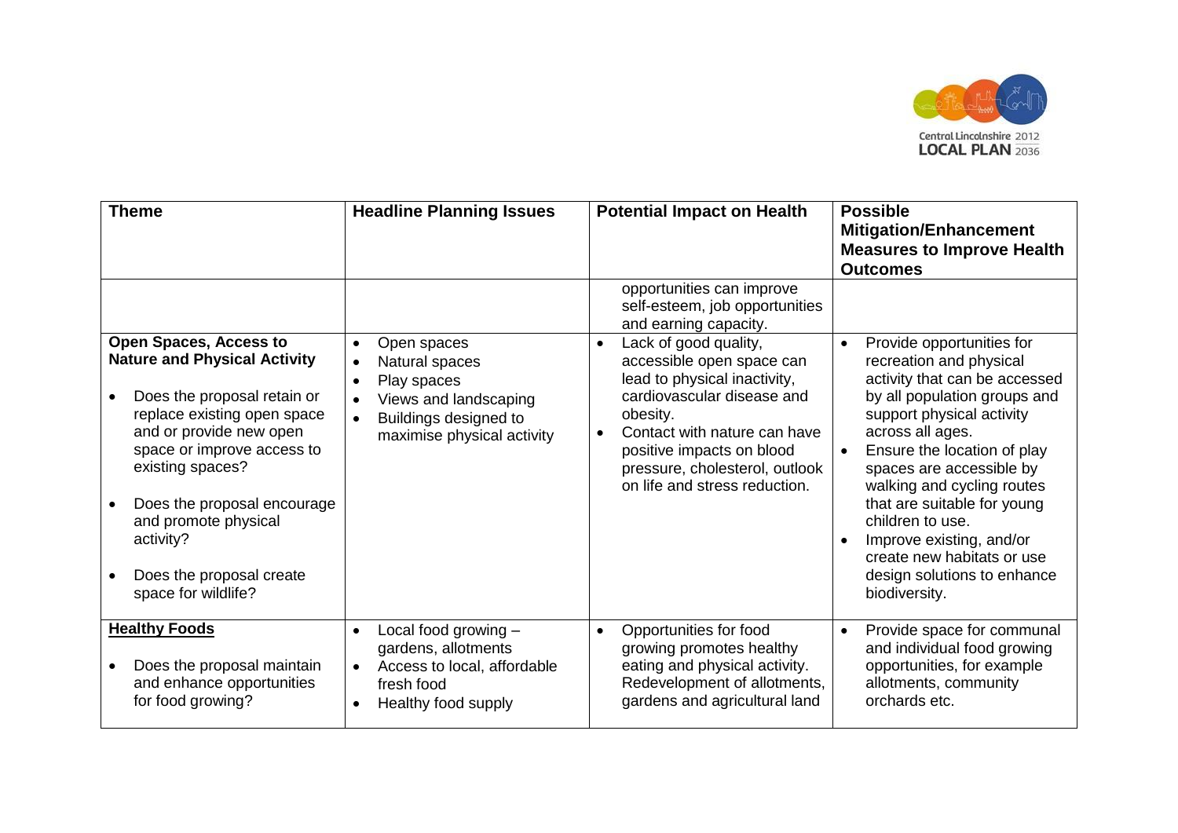| Theme | Headline Planning Issues | Potential Impact on Health | Possible Mitigation/Enhancement Measures to Improve Health Outcomes |
|---|---|---|---|
| | | opportunities can improve self-esteem, job opportunities and earning capacity. | |
| **Open Spaces, Access to Nature and Physical Activity**<br><br>• Does the proposal retain or replace existing open space and or provide new open space or improve access to existing spaces?<br><br>• Does the proposal encourage and promote physical activity?<br><br>• Does the proposal create space for wildlife? | • Open spaces<br>• Natural spaces<br>• Play spaces<br>• Views and landscaping<br>• Buildings designed to maximise physical activity | • Lack of good quality, accessible open space can lead to physical inactivity, cardiovascular disease and obesity.<br>• Contact with nature can have positive impacts on blood pressure, cholesterol, outlook on life and stress reduction. | • Provide opportunities for recreation and physical activity that can be accessed by all population groups and support physical activity across all ages.<br>• Ensure the location of play spaces are accessible by walking and cycling routes that are suitable for young children to use.<br>• Improve existing, and/or create new habitats or use design solutions to enhance biodiversity. |
| **Healthy Foods**<br><br>• Does the proposal maintain and enhance opportunities for food growing? | • Local food growing – gardens, allotments<br>• Access to local, affordable fresh food<br>• Healthy food supply | • Opportunities for food growing promotes healthy eating and physical activity. Redevelopment of allotments, gardens and agricultural land | • Provide space for communal and individual food growing opportunities, for example allotments, community orchards etc. |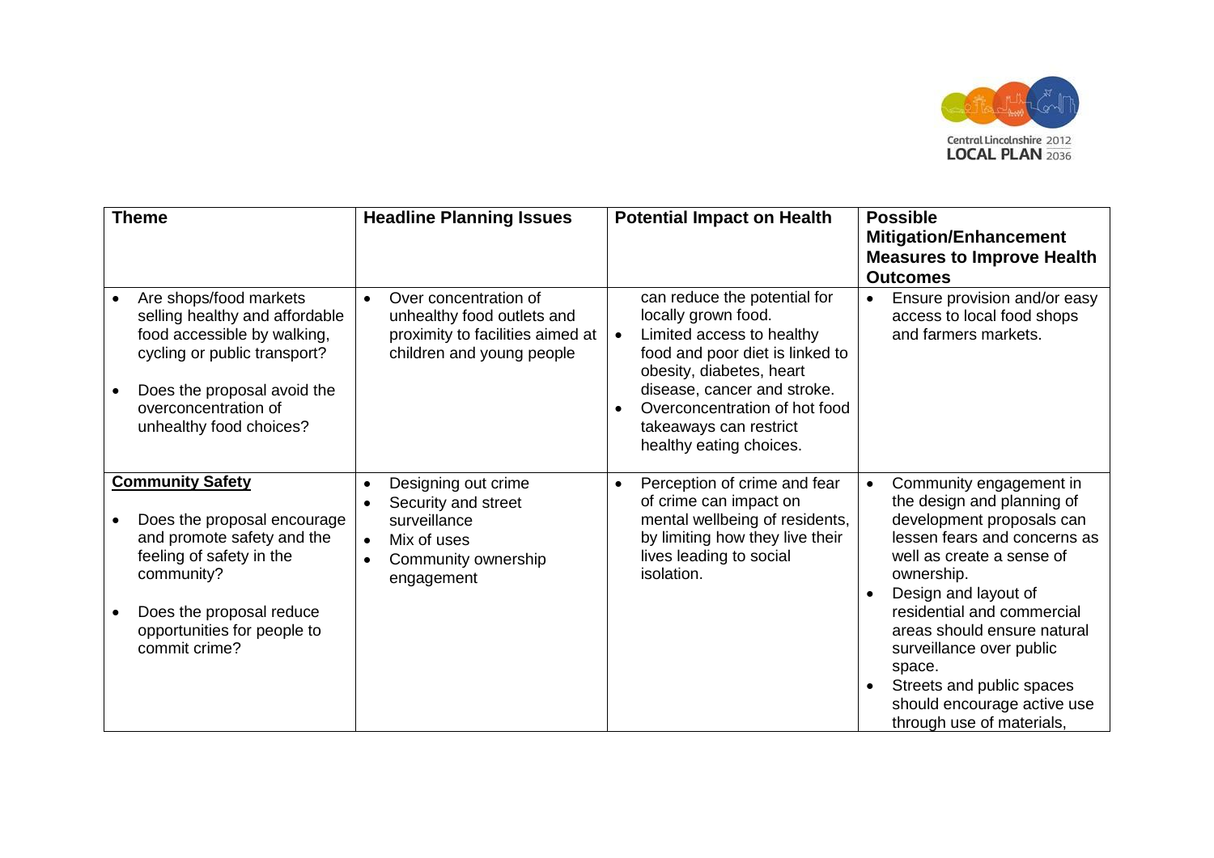| Theme | Headline Planning Issues | Potential Impact on Health | Possible Mitigation/Enhancement Measures to Improve Health Outcomes |
|---|---|---|---|
| • Are shops/food markets selling healthy and affordable food accessible by walking, cycling or public transport?<br><br>• Does the proposal avoid the overconcentration of unhealthy food choices? | • Over concentration of unhealthy food outlets and proximity to facilities aimed at children and young people | can reduce the potential for locally grown food.<br>• Limited access to healthy food and poor diet is linked to obesity, diabetes, heart disease, cancer and stroke.<br>• Overconcentration of hot food takeaways can restrict healthy eating choices. | • Ensure provision and/or easy access to local food shops and farmers markets. |
| **Community Safety**<br><br>• Does the proposal encourage and promote safety and the feeling of safety in the community?<br><br>• Does the proposal reduce opportunities for people to commit crime? | • Designing out crime<br>• Security and street surveillance<br>• Mix of uses<br>• Community ownership engagement | • Perception of crime and fear of crime can impact on mental wellbeing of residents, by limiting how they live their lives leading to social isolation. | • Community engagement in the design and planning of development proposals can lessen fears and concerns as well as create a sense of ownership.<br>• Design and layout of residential and commercial areas should ensure natural surveillance over public space.<br>• Streets and public spaces should encourage active use through use of materials, |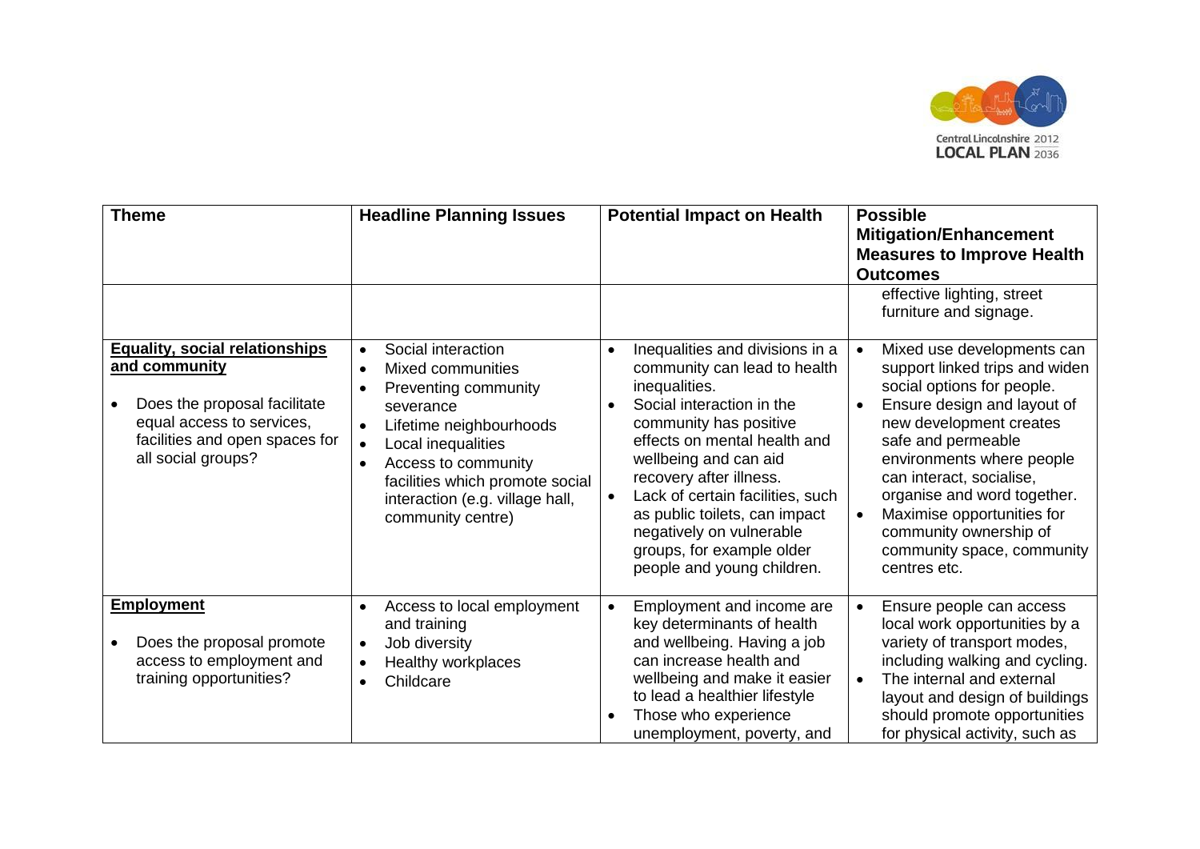| Theme | Headline Planning Issues | Potential Impact on Health | Possible Mitigation/Enhancement Measures to Improve Health Outcomes |
|---|---|---|---|
| | | | effective lighting, street furniture and signage. |
| **Equality, social relationships and community**<br><br>• Does the proposal facilitate equal access to services, facilities and open spaces for all social groups? | • Social interaction<br>• Mixed communities<br>• Preventing community severance<br>• Lifetime neighbourhoods<br>• Local inequalities<br>• Access to community facilities which promote social interaction (e.g. village hall, community centre) | • Inequalities and divisions in a community can lead to health inequalities.<br>• Social interaction in the community has positive effects on mental health and wellbeing and can aid recovery after illness.<br>• Lack of certain facilities, such as public toilets, can impact negatively on vulnerable groups, for example older people and young children. | • Mixed use developments can support linked trips and widen social options for people.<br>• Ensure design and layout of new development creates safe and permeable environments where people can interact, socialise, organise and word together.<br>• Maximise opportunities for community ownership of community space, community centres etc. |
| **Employment**<br><br>• Does the proposal promote access to employment and training opportunities? | • Access to local employment and training<br>• Job diversity<br>• Healthy workplaces<br>• Childcare | • Employment and income are key determinants of health and wellbeing. Having a job can increase health and wellbeing and make it easier to lead a healthier lifestyle<br>• Those who experience unemployment, poverty, and | • Ensure people can access local work opportunities by a variety of transport modes, including walking and cycling.<br>• The internal and external layout and design of buildings should promote opportunities for physical activity, such as |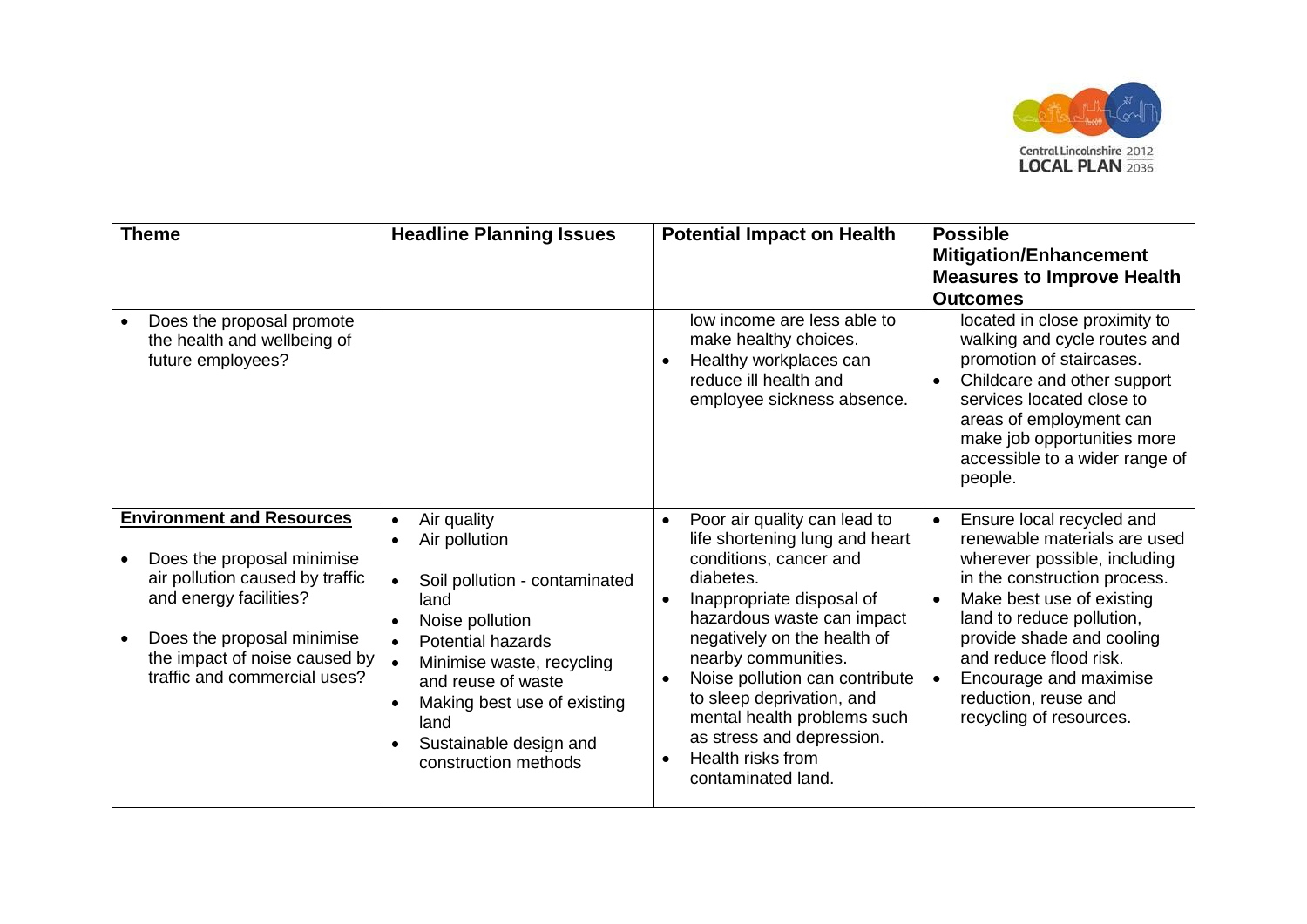| Theme | Headline Planning Issues | Potential Impact on Health | Possible Mitigation/Enhancement Measures to Improve Health Outcomes |
|---|---|---|---|
| • Does the proposal promote the health and wellbeing of future employees? | | low income are less able to make healthy choices.<br>• Healthy workplaces can reduce ill health and employee sickness absence. | located in close proximity to walking and cycle routes and promotion of staircases.<br>• Childcare and other support services located close to areas of employment can make job opportunities more accessible to a wider range of people. |
| **Environment and Resources**<br>• Does the proposal minimise air pollution caused by traffic and energy facilities?<br>• Does the proposal minimise the impact of noise caused by traffic and commercial uses? | • Air quality<br>• Air pollution<br>• Soil pollution - contaminated land<br>• Noise pollution<br>• Potential hazards<br>• Minimise waste, recycling and reuse of waste<br>• Making best use of existing land<br>• Sustainable design and construction methods | • Poor air quality can lead to life shortening lung and heart conditions, cancer and diabetes.<br>• Inappropriate disposal of hazardous waste can impact negatively on the health of nearby communities.<br>• Noise pollution can contribute to sleep deprivation, and mental health problems such as stress and depression.<br>• Health risks from contaminated land. | • Ensure local recycled and renewable materials are used wherever possible, including in the construction process.<br>• Make best use of existing land to reduce pollution, provide shade and cooling and reduce flood risk.<br>• Encourage and maximise reduction, reuse and recycling of resources. |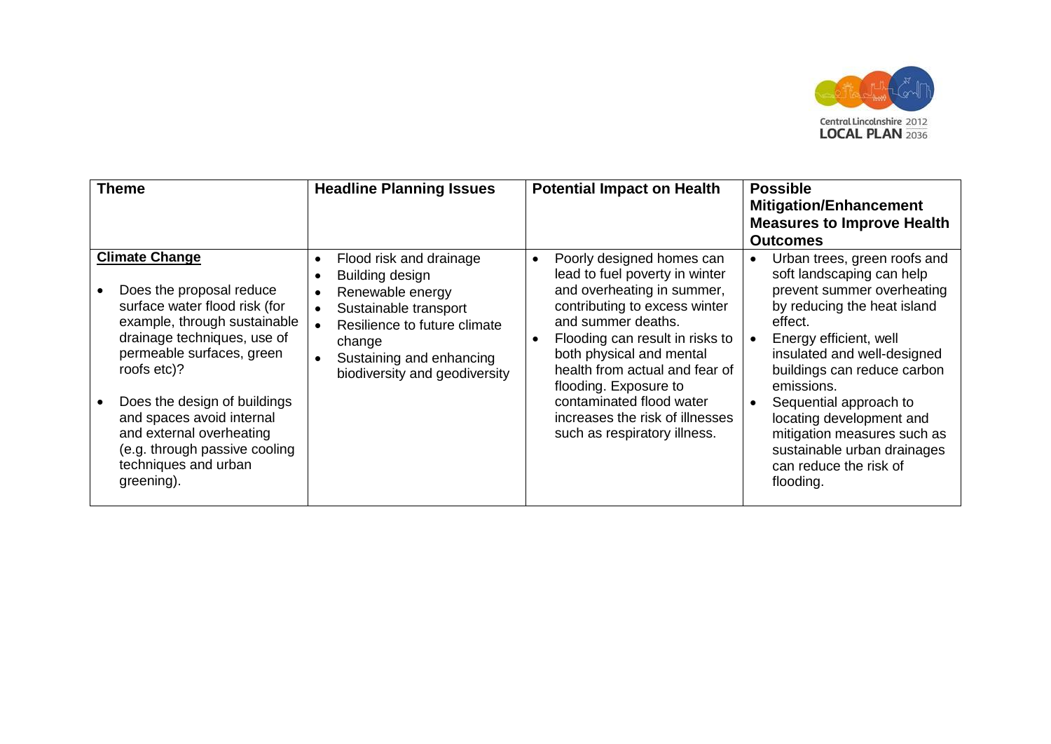| Theme | Headline Planning Issues | Potential Impact on Health | Possible Mitigation/Enhancement Measures to Improve Health Outcomes |
|---|---|---|---|
| **Climate Change**<br><br>• Does the proposal reduce surface water flood risk (for example, through sustainable drainage techniques, use of permeable surfaces, green roofs etc)?<br><br>• Does the design of buildings and spaces avoid internal and external overheating (e.g. through passive cooling techniques and urban greening). | • Flood risk and drainage<br>• Building design<br>• Renewable energy<br>• Sustainable transport<br>• Resilience to future climate change<br>• Sustaining and enhancing biodiversity and geodiversity | • Poorly designed homes can lead to fuel poverty in winter and overheating in summer, contributing to excess winter and summer deaths.<br>• Flooding can result in risks to both physical and mental health from actual and fear of flooding. Exposure to contaminated flood water increases the risk of illnesses such as respiratory illness. | • Urban trees, green roofs and soft landscaping can help prevent summer overheating by reducing the heat island effect.<br>• Energy efficient, well insulated and well-designed buildings can reduce carbon emissions.<br>• Sequential approach to locating development and mitigation measures such as sustainable urban drainages can reduce the risk of flooding. |